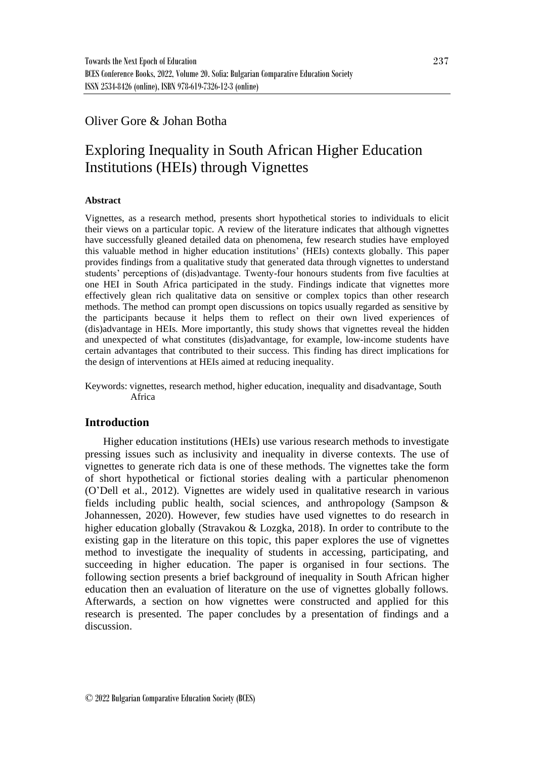Oliver Gore & Johan Botha

# Exploring Inequality in South African Higher Education Institutions (HEIs) through Vignettes

### Abstract

Vignettes, as a research method, presents short hypothetical stories to individuals to elicit their views on a particular topic. A review of the literature indicates that although vignettes have successfully gleaned detailed data on phenomena, few research studies have employed this valuable method in higher education institutions' (HEIs) contexts globally. This paper provides findings from a qualitative study that generated data through vignettes to understand students' perceptions of (dis)advantage. Twenty-four honours students from five faculties at one HEI in South Africa participated in the study. Findings indicate that vignettes more effectively glean rich qualitative data on sensitive or complex topics than other research methods. The method can prompt open discussions on topics usually regarded as sensitive by the participants because it helps them to reflect on their own lived experiences of (dis)advantage in HEIs. More importantly, this study shows that vignettes reveal the hidden and unexpected of what constitutes (dis)advantage, for example, low-income students have certain advantages that contributed to their success. This finding has direct implications for the design of interventions at HEIs aimed at reducing inequality.

Keywords: vignettes, research method, higher education, inequality and disadvantage, South Africa

## Introduction

Higher education institutions (HEIs) use various research methods to investigate pressing issues such as inclusivity and inequality in diverse contexts. The use of vignettes to generate rich data is one of these methods. The vignettes take the form of short hypothetical or fictional stories dealing with a particular phenomenon (O'Dell et al., 2012). Vignettes are widely used in qualitative research in various fields including public health, social sciences, and anthropology (Sampson & Johannessen, 2020). However, few studies have used vignettes to do research in higher education globally (Stravakou & Lozgka, 2018). In order to contribute to the existing gap in the literature on this topic, this paper explores the use of vignettes method to investigate the inequality of students in accessing, participating, and succeeding in higher education. The paper is organised in four sections. The following section presents a brief background of inequality in South African higher education then an evaluation of literature on the use of vignettes globally follows. Afterwards, a section on how vignettes were constructed and applied for this research is presented. The paper concludes by a presentation of findings and a discussion.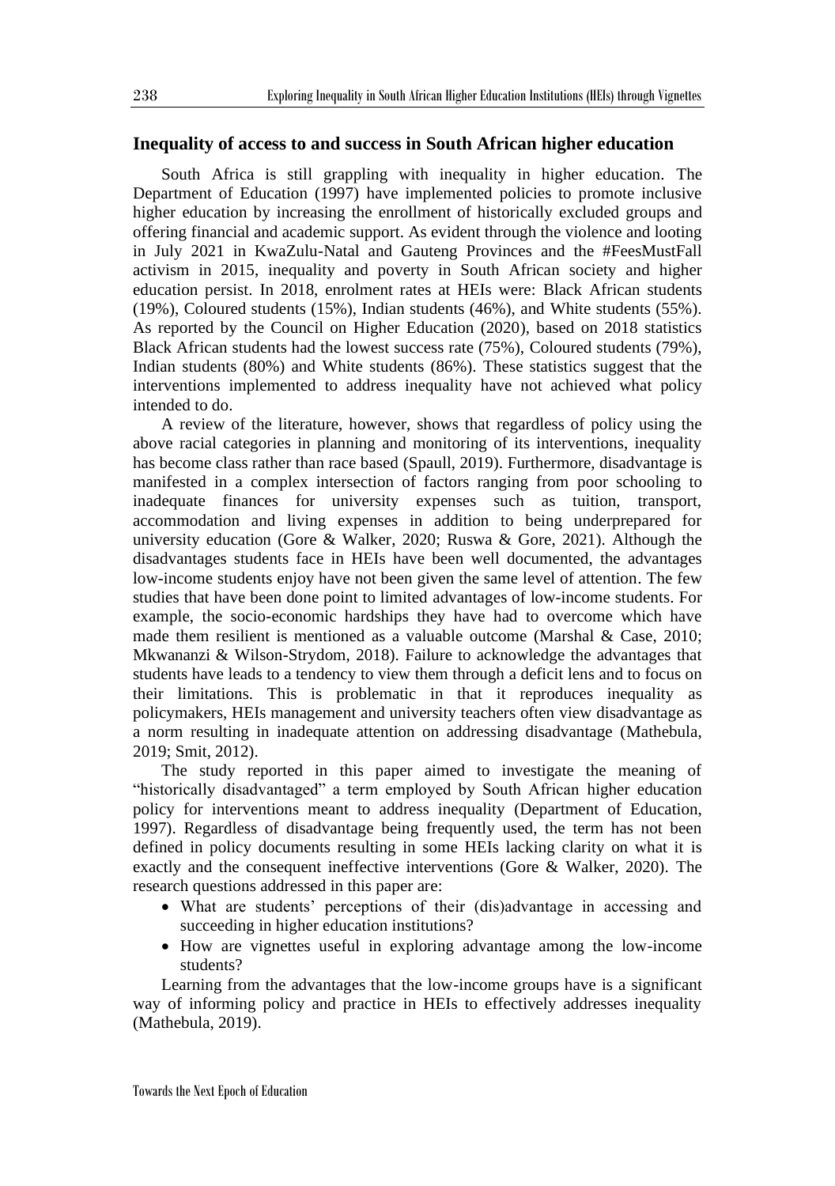## Inequality of access to and success in South African higher education

South Africa is still grappling with inequality in higher education. The Department of Education (1997) have implemented policies to promote inclusive higher education by increasing the enrollment of historically excluded groups and offering financial and academic support. As evident through the violence and looting in July 2021 in KwaZulu-Natal and Gauteng Provinces and the #FeesMustFall activism in 2015, inequality and poverty in South African society and higher education persist. In 2018, enrolment rates at HEIs were: Black African students (19%), Coloured students (15%), Indian students (46%), and White students (55%). As reported by the Council on Higher Education (2020), based on 2018 statistics Black African students had the lowest success rate (75%), Coloured students (79%), Indian students (80%) and White students (86%). These statistics suggest that the interventions implemented to address inequality have not achieved what policy intended to do.

A review of the literature, however, shows that regardless of policy using the above racial categories in planning and monitoring of its interventions, inequality has become class rather than race based (Spaull, 2019). Furthermore, disadvantage is manifested in a complex intersection of factors ranging from poor schooling to inadequate finances for university expenses such as tuition, transport, accommodation and living expenses in addition to being underprepared for university education (Gore & Walker, 2020; Ruswa & Gore, 2021). Although the disadvantages students face in HEIs have been well documented, the advantages low-income students enjoy have not been given the same level of attention. The few studies that have been done point to limited advantages of low-income students. For example, the socio-economic hardships they have had to overcome which have made them resilient is mentioned as a valuable outcome (Marshal & Case, 2010; Mkwananzi & Wilson-Strydom, 2018). Failure to acknowledge the advantages that students have leads to a tendency to view them through a deficit lens and to focus on their limitations. This is problematic in that it reproduces inequality as policymakers, HEIs management and university teachers often view disadvantage as a norm resulting in inadequate attention on addressing disadvantage (Mathebula, 2019; Smit, 2012).

The study reported in this paper aimed to investigate the meaning of "historically disadvantaged" a term employed by South African higher education policy for interventions meant to address inequality (Department of Education, 1997). Regardless of disadvantage being frequently used, the term has not been defined in policy documents resulting in some HEIs lacking clarity on what it is exactly and the consequent ineffective interventions (Gore & Walker, 2020). The research questions addressed in this paper are:

- What are students' perceptions of their (dis)advantage in accessing and succeeding in higher education institutions?
- How are vignettes useful in exploring advantage among the low-income students?

Learning from the advantages that the low-income groups have is a significant way of informing policy and practice in HEIs to effectively addresses inequality (Mathebula, 2019).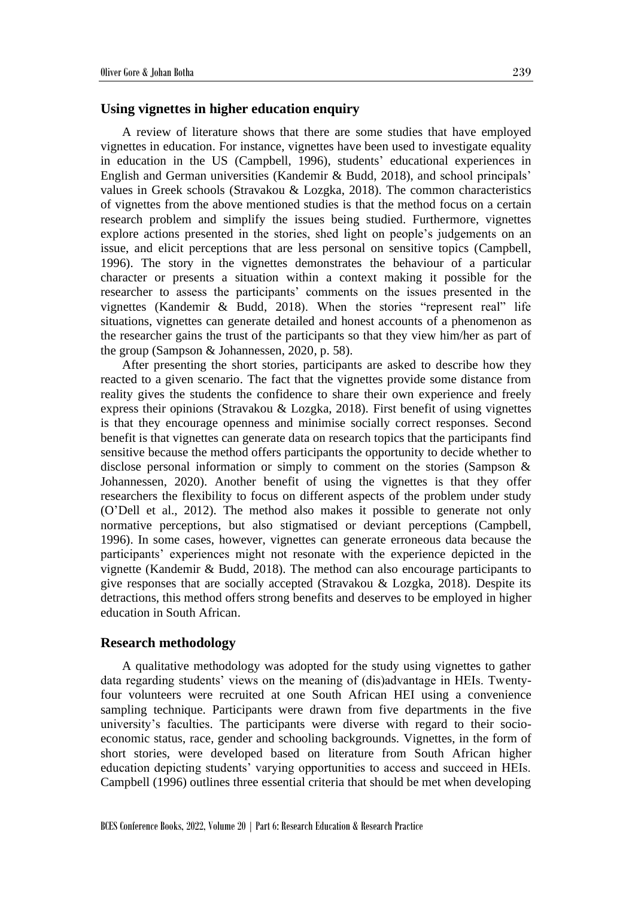## Using vignettes in higher education enquiry

A review of literature shows that there are some studies that have employed vignettes in education. For instance, vignettes have been used to investigate equality in education in the US (Campbell, 1996), students' educational experiences in English and German universities (Kandemir & Budd, 2018), and school principals' values in Greek schools (Stravakou & Lozgka, 2018). The common characteristics of vignettes from the above mentioned studies is that the method focus on a certain research problem and simplify the issues being studied. Furthermore, vignettes explore actions presented in the stories, shed light on people's judgements on an issue, and elicit perceptions that are less personal on sensitive topics (Campbell, 1996). The story in the vignettes demonstrates the behaviour of a particular character or presents a situation within a context making it possible for the researcher to assess the participants' comments on the issues presented in the vignettes (Kandemir & Budd, 2018). When the stories "represent real" life situations, vignettes can generate detailed and honest accounts of a phenomenon as the researcher gains the trust of the participants so that they view him/her as part of the group (Sampson & Johannessen, 2020, p. 58).

After presenting the short stories, participants are asked to describe how they reacted to a given scenario. The fact that the vignettes provide some distance from reality gives the students the confidence to share their own experience and freely express their opinions (Stravakou & Lozgka, 2018). First benefit of using vignettes is that they encourage openness and minimise socially correct responses. Second benefit is that vignettes can generate data on research topics that the participants find sensitive because the method offers participants the opportunity to decide whether to disclose personal information or simply to comment on the stories (Sampson & Johannessen, 2020). Another benefit of using the vignettes is that they offer researchers the flexibility to focus on different aspects of the problem under study (O'Dell et al., 2012). The method also makes it possible to generate not only normative perceptions, but also stigmatised or deviant perceptions (Campbell, 1996). In some cases, however, vignettes can generate erroneous data because the participants' experiences might not resonate with the experience depicted in the vignette (Kandemir & Budd, 2018). The method can also encourage participants to give responses that are socially accepted (Stravakou & Lozgka, 2018). Despite its detractions, this method offers strong benefits and deserves to be employed in higher education in South African.

## Research methodology

A qualitative methodology was adopted for the study using vignettes to gather data regarding students' views on the meaning of (dis)advantage in HEIs. Twenty-four volunteers were recruited at one South African HEI using a convenience sampling technique. Participants were drawn from five departments in the five university's faculties. The participants were diverse with regard to their socio-economic status, race, gender and schooling backgrounds. Vignettes, in the form of short stories, were developed based on literature from South African higher education depicting students' varying opportunities to access and succeed in HEIs. Campbell (1996) outlines three essential criteria that should be met when developing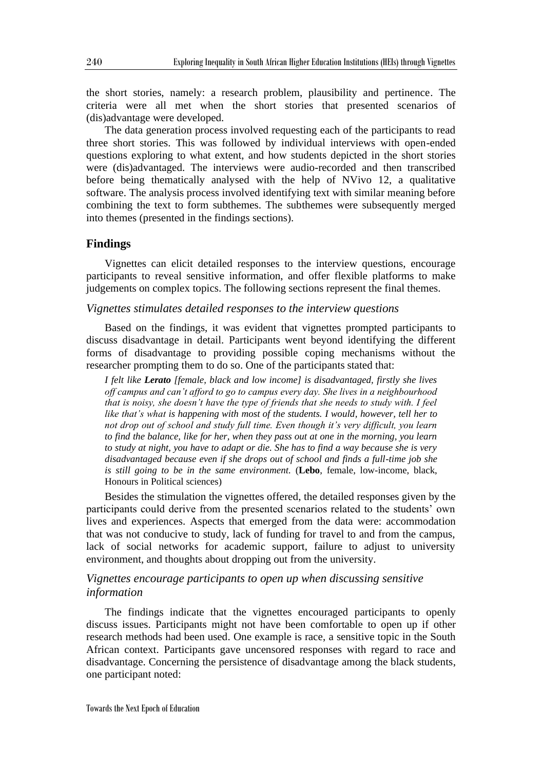the short stories, namely: a research problem, plausibility and pertinence. The criteria were all met when the short stories that presented scenarios of (dis)advantage were developed.

The data generation process involved requesting each of the participants to read three short stories. This was followed by individual interviews with open-ended questions exploring to what extent, and how students depicted in the short stories were (dis)advantaged. The interviews were audio-recorded and then transcribed before being thematically analysed with the help of NVivo 12, a qualitative software. The analysis process involved identifying text with similar meaning before combining the text to form subthemes. The subthemes were subsequently merged into themes (presented in the findings sections).

## Findings

Vignettes can elicit detailed responses to the interview questions, encourage participants to reveal sensitive information, and offer flexible platforms to make judgements on complex topics. The following sections represent the final themes.

### *Vignettes stimulates detailed responses to the interview questions*

Based on the findings, it was evident that vignettes prompted participants to discuss disadvantage in detail. Participants went beyond identifying the different forms of disadvantage to providing possible coping mechanisms without the researcher prompting them to do so. One of the participants stated that:

> *I felt like* ***Lerato*** *[female, black and low income] is disadvantaged, firstly she lives off campus and can't afford to go to campus every day. She lives in a neighbourhood that is noisy, she doesn't have the type of friends that she needs to study with. I feel like that's what is happening with most of the students. I would, however, tell her to not drop out of school and study full time. Even though it's very difficult, you learn to find the balance, like for her, when they pass out at one in the morning, you learn to study at night, you have to adapt or die. She has to find a way because she is very disadvantaged because even if she drops out of school and finds a full-time job she is still going to be in the same environment.* (**Lebo**, female, low-income, black, Honours in Political sciences)

Besides the stimulation the vignettes offered, the detailed responses given by the participants could derive from the presented scenarios related to the students' own lives and experiences. Aspects that emerged from the data were: accommodation that was not conducive to study, lack of funding for travel to and from the campus, lack of social networks for academic support, failure to adjust to university environment, and thoughts about dropping out from the university.

### *Vignettes encourage participants to open up when discussing sensitive information*

The findings indicate that the vignettes encouraged participants to openly discuss issues. Participants might not have been comfortable to open up if other research methods had been used. One example is race, a sensitive topic in the South African context. Participants gave uncensored responses with regard to race and disadvantage. Concerning the persistence of disadvantage among the black students, one participant noted: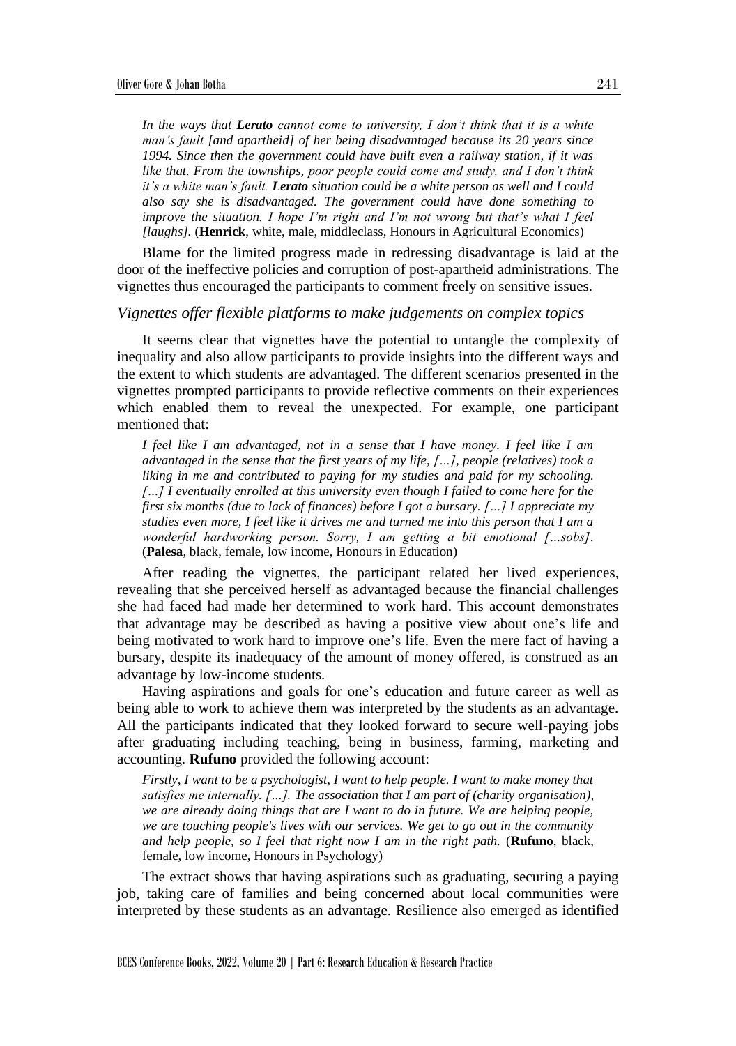> *In the ways that **Lerato** cannot come to university, I don't think that it is a white man's fault [and apartheid] of her being disadvantaged because its 20 years since 1994. Since then the government could have built even a railway station, if it was like that. From the townships, poor people could come and study, and I don't think it's a white man's fault. **Lerato** situation could be a white person as well and I could also say she is disadvantaged. The government could have done something to improve the situation. I hope I'm right and I'm not wrong but that's what I feel [laughs].* (**Henrick**, white, male, middleclass, Honours in Agricultural Economics)

Blame for the limited progress made in redressing disadvantage is laid at the door of the ineffective policies and corruption of post-apartheid administrations. The vignettes thus encouraged the participants to comment freely on sensitive issues.

### *Vignettes offer flexible platforms to make judgements on complex topics*

It seems clear that vignettes have the potential to untangle the complexity of inequality and also allow participants to provide insights into the different ways and the extent to which students are advantaged. The different scenarios presented in the vignettes prompted participants to provide reflective comments on their experiences which enabled them to reveal the unexpected. For example, one participant mentioned that:

> *I feel like I am advantaged, not in a sense that I have money. I feel like I am advantaged in the sense that the first years of my life, […], people (relatives) took a liking in me and contributed to paying for my studies and paid for my schooling. […] I eventually enrolled at this university even though I failed to come here for the first six months (due to lack of finances) before I got a bursary. […] I appreciate my studies even more, I feel like it drives me and turned me into this person that I am a wonderful hardworking person. Sorry, I am getting a bit emotional […sobs].* (**Palesa**, black, female, low income, Honours in Education)

After reading the vignettes, the participant related her lived experiences, revealing that she perceived herself as advantaged because the financial challenges she had faced had made her determined to work hard. This account demonstrates that advantage may be described as having a positive view about one's life and being motivated to work hard to improve one's life. Even the mere fact of having a bursary, despite its inadequacy of the amount of money offered, is construed as an advantage by low-income students.

Having aspirations and goals for one's education and future career as well as being able to work to achieve them was interpreted by the students as an advantage. All the participants indicated that they looked forward to secure well-paying jobs after graduating including teaching, being in business, farming, marketing and accounting. **Rufuno** provided the following account:

> *Firstly, I want to be a psychologist, I want to help people. I want to make money that satisfies me internally. […]. The association that I am part of (charity organisation), we are already doing things that are I want to do in future. We are helping people, we are touching people's lives with our services. We get to go out in the community and help people, so I feel that right now I am in the right path.* (**Rufuno**, black, female, low income, Honours in Psychology)

The extract shows that having aspirations such as graduating, securing a paying job, taking care of families and being concerned about local communities were interpreted by these students as an advantage. Resilience also emerged as identified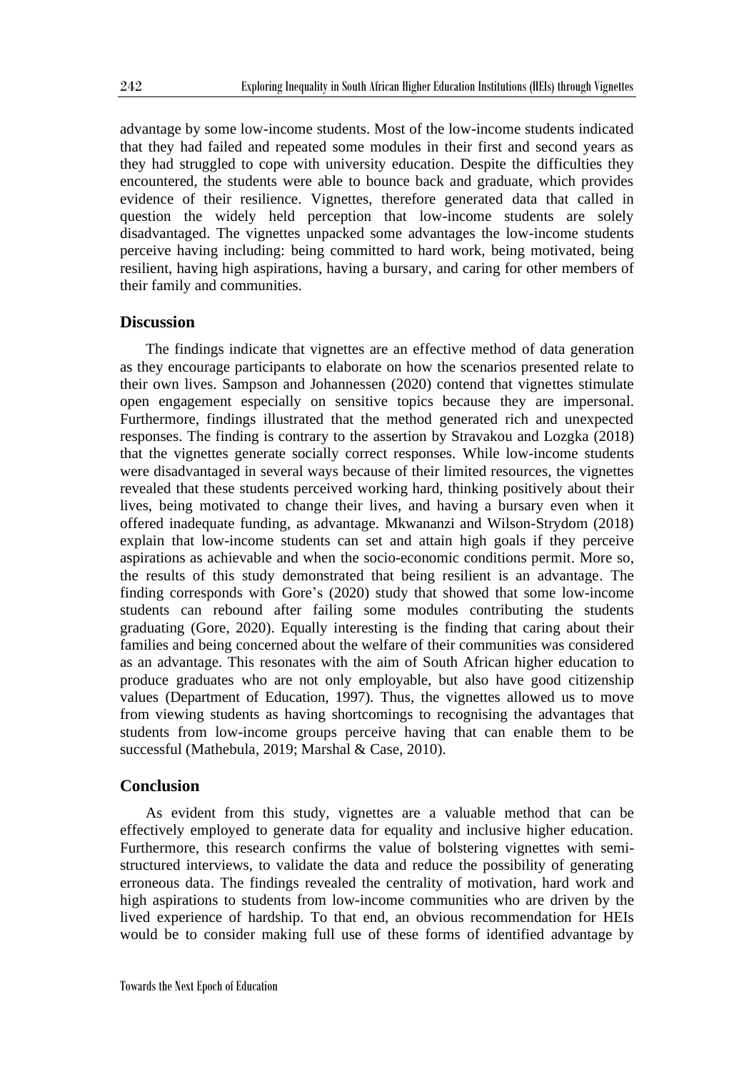advantage by some low-income students. Most of the low-income students indicated that they had failed and repeated some modules in their first and second years as they had struggled to cope with university education. Despite the difficulties they encountered, the students were able to bounce back and graduate, which provides evidence of their resilience. Vignettes, therefore generated data that called in question the widely held perception that low-income students are solely disadvantaged. The vignettes unpacked some advantages the low-income students perceive having including: being committed to hard work, being motivated, being resilient, having high aspirations, having a bursary, and caring for other members of their family and communities.

## Discussion

The findings indicate that vignettes are an effective method of data generation as they encourage participants to elaborate on how the scenarios presented relate to their own lives. Sampson and Johannessen (2020) contend that vignettes stimulate open engagement especially on sensitive topics because they are impersonal. Furthermore, findings illustrated that the method generated rich and unexpected responses. The finding is contrary to the assertion by Stravakou and Lozgka (2018) that the vignettes generate socially correct responses. While low-income students were disadvantaged in several ways because of their limited resources, the vignettes revealed that these students perceived working hard, thinking positively about their lives, being motivated to change their lives, and having a bursary even when it offered inadequate funding, as advantage. Mkwananzi and Wilson-Strydom (2018) explain that low-income students can set and attain high goals if they perceive aspirations as achievable and when the socio-economic conditions permit. More so, the results of this study demonstrated that being resilient is an advantage. The finding corresponds with Gore's (2020) study that showed that some low-income students can rebound after failing some modules contributing the students graduating (Gore, 2020). Equally interesting is the finding that caring about their families and being concerned about the welfare of their communities was considered as an advantage. This resonates with the aim of South African higher education to produce graduates who are not only employable, but also have good citizenship values (Department of Education, 1997). Thus, the vignettes allowed us to move from viewing students as having shortcomings to recognising the advantages that students from low-income groups perceive having that can enable them to be successful (Mathebula, 2019; Marshal & Case, 2010).

## Conclusion

As evident from this study, vignettes are a valuable method that can be effectively employed to generate data for equality and inclusive higher education. Furthermore, this research confirms the value of bolstering vignettes with semi-structured interviews, to validate the data and reduce the possibility of generating erroneous data. The findings revealed the centrality of motivation, hard work and high aspirations to students from low-income communities who are driven by the lived experience of hardship. To that end, an obvious recommendation for HEIs would be to consider making full use of these forms of identified advantage by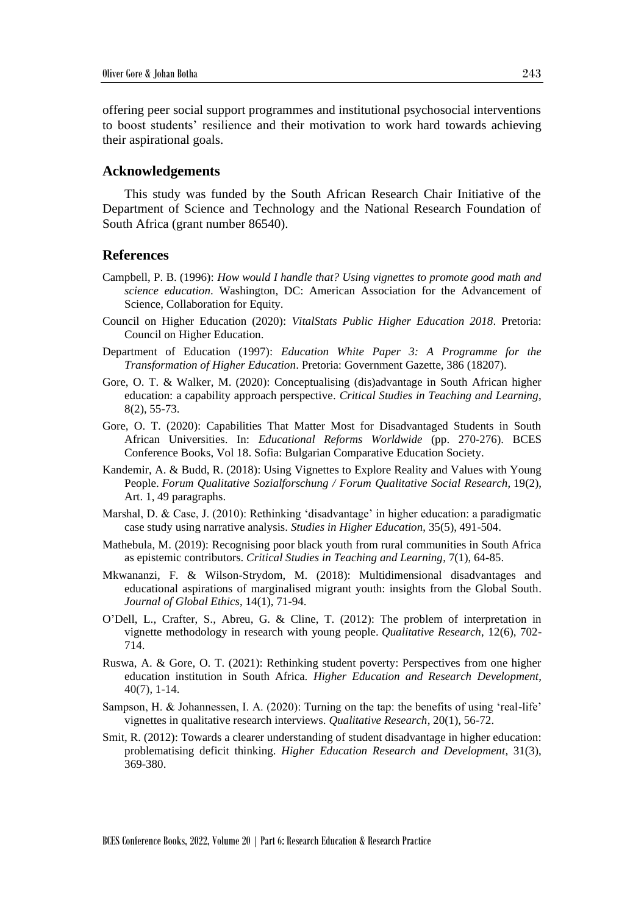offering peer social support programmes and institutional psychosocial interventions to boost students' resilience and their motivation to work hard towards achieving their aspirational goals.

## Acknowledgements

This study was funded by the South African Research Chair Initiative of the Department of Science and Technology and the National Research Foundation of South Africa (grant number 86540).

## References

Campbell, P. B. (1996): *How would I handle that? Using vignettes to promote good math and science education*. Washington, DC: American Association for the Advancement of Science, Collaboration for Equity.

Council on Higher Education (2020): *VitalStats Public Higher Education 2018*. Pretoria: Council on Higher Education.

Department of Education (1997): *Education White Paper 3: A Programme for the Transformation of Higher Education*. Pretoria: Government Gazette, 386 (18207).

Gore, O. T. & Walker, M. (2020): Conceptualising (dis)advantage in South African higher education: a capability approach perspective. *Critical Studies in Teaching and Learning*, 8(2), 55-73.

Gore, O. T. (2020): Capabilities That Matter Most for Disadvantaged Students in South African Universities. In: *Educational Reforms Worldwide* (pp. 270-276). BCES Conference Books, Vol 18. Sofia: Bulgarian Comparative Education Society.

Kandemir, A. & Budd, R. (2018): Using Vignettes to Explore Reality and Values with Young People. *Forum Qualitative Sozialforschung / Forum Qualitative Social Research*, 19(2), Art. 1, 49 paragraphs.

Marshal, D. & Case, J. (2010): Rethinking 'disadvantage' in higher education: a paradigmatic case study using narrative analysis. *Studies in Higher Education*, 35(5), 491-504.

Mathebula, M. (2019): Recognising poor black youth from rural communities in South Africa as epistemic contributors. *Critical Studies in Teaching and Learning*, 7(1), 64-85.

Mkwananzi, F. & Wilson-Strydom, M. (2018): Multidimensional disadvantages and educational aspirations of marginalised migrant youth: insights from the Global South. *Journal of Global Ethics*, 14(1), 71-94.

O'Dell, L., Crafter, S., Abreu, G. & Cline, T. (2012): The problem of interpretation in vignette methodology in research with young people. *Qualitative Research*, 12(6), 702-714.

Ruswa, A. & Gore, O. T. (2021): Rethinking student poverty: Perspectives from one higher education institution in South Africa. *Higher Education and Research Development*, 40(7), 1-14.

Sampson, H. & Johannessen, I. A. (2020): Turning on the tap: the benefits of using 'real-life' vignettes in qualitative research interviews. *Qualitative Research*, 20(1), 56-72.

Smit, R. (2012): Towards a clearer understanding of student disadvantage in higher education: problematising deficit thinking. *Higher Education Research and Development*, 31(3), 369-380.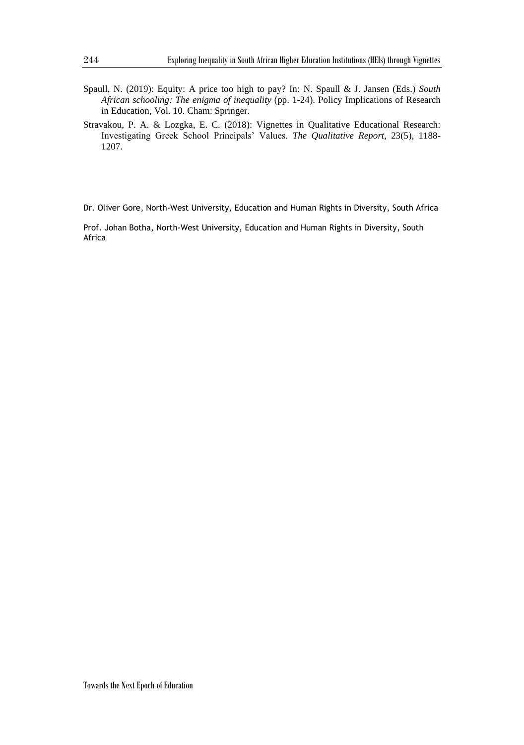Spaull, N. (2019): Equity: A price too high to pay? In: N. Spaull & J. Jansen (Eds.) *South African schooling: The enigma of inequality* (pp. 1-24). Policy Implications of Research in Education, Vol. 10. Cham: Springer.

Stravakou, P. A. & Lozgka, E. C. (2018): Vignettes in Qualitative Educational Research: Investigating Greek School Principals' Values. *The Qualitative Report*, 23(5), 1188-1207.

Dr. Oliver Gore, North-West University, Education and Human Rights in Diversity, South Africa

Prof. Johan Botha, North-West University, Education and Human Rights in Diversity, South Africa